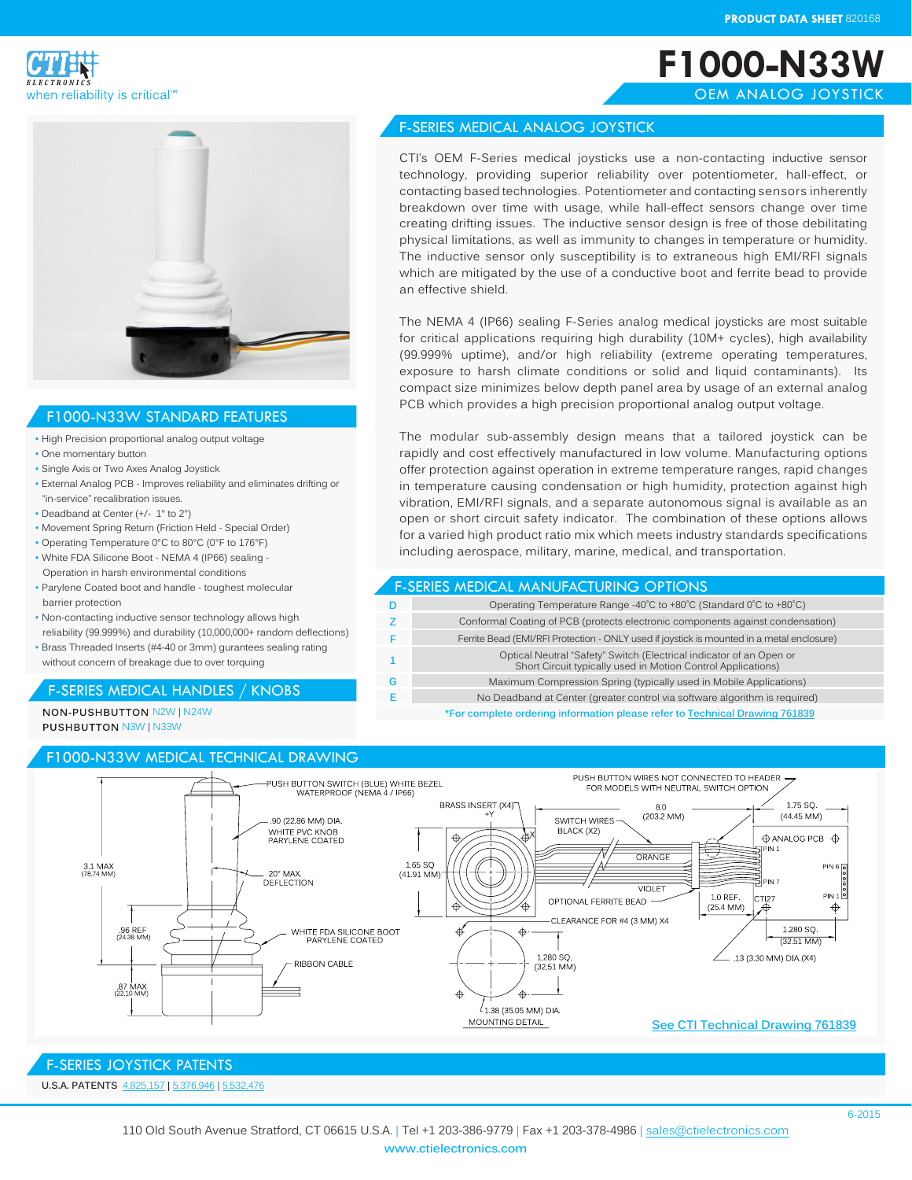PRODUCT DATA SHEET 820168

CTI ELECTRONICS
when reliability is critical™

# F1000-N33W

OEM ANALOG JOYSTICK

## F-SERIES MEDICAL ANALOG JOYSTICK

CTI's OEM F-Series medical joysticks use a non-contacting inductive sensor technology, providing superior reliability over potentiometer, hall-effect, or contacting based technologies. Potentiometer and contacting sensors inherently breakdown over time with usage, while hall-effect sensors change over time creating drifting issues. The inductive sensor design is free of those debilitating physical limitations, as well as immunity to changes in temperature or humidity. The inductive sensor only susceptibility is to extraneous high EMI/RFI signals which are mitigated by the use of a conductive boot and ferrite bead to provide an effective shield.

The NEMA 4 (IP66) sealing F-Series analog medical joysticks are most suitable for critical applications requiring high durability (10M+ cycles), high availability (99.999% uptime), and/or high reliability (extreme operating temperatures, exposure to harsh climate conditions or solid and liquid contaminants). Its compact size minimizes below depth panel area by usage of an external analog PCB which provides a high precision proportional analog output voltage.

The modular sub-assembly design means that a tailored joystick can be rapidly and cost effectively manufactured in low volume. Manufacturing options offer protection against operation in extreme temperature ranges, rapid changes in temperature causing condensation or high humidity, protection against high vibration, EMI/RFI signals, and a separate autonomous signal is available as an open or short circuit safety indicator. The combination of these options allows for a varied high product ratio mix which meets industry standards specifications including aerospace, military, marine, medical, and transportation.

## F1000-N33W STANDARD FEATURES

- High Precision proportional analog output voltage
- One momentary button
- Single Axis or Two Axes Analog Joystick
- External Analog PCB - Improves reliability and eliminates drifting or "in-service" recalibration issues.
- Deadband at Center (+/- 1° to 2°)
- Movement Spring Return (Friction Held - Special Order)
- Operating Temperature 0°C to 80°C (0°F to 176°F)
- White FDA Silicone Boot - NEMA 4 (IP66) sealing - Operation in harsh environmental conditions
- Parylene Coated boot and handle - toughest molecular barrier protection
- Non-contacting inductive sensor technology allows high reliability (99.999%) and durability (10,000,000+ random deflections)
- Brass Threaded Inserts (#4-40 or 3mm) gurantees sealing rating without concern of breakage due to over torquing

## F-SERIES MEDICAL HANDLES / KNOBS

NON-PUSHBUTTON N2W | N24W
PUSHBUTTON N3W | N33W

## F-SERIES MEDICAL MANUFACTURING OPTIONS

| | |
|---|---|
| D | Operating Temperature Range -40˚C to +80˚C (Standard 0˚C to +80˚C) |
| Z | Conformal Coating of PCB (protects electronic components against condensation) |
| F | Ferrite Bead (EMI/RFI Protection - ONLY used if joystick is mounted in a metal enclosure) |
| 1 | Optical Neutral "Safety" Switch (Electrical indicator of an Open or Short Circuit typically used in Motion Control Applications) |
| G | Maximum Compression Spring (typically used in Mobile Applications) |
| E | No Deadband at Center (greater control via software algorithm is required) |

*For complete ordering information please refer to Technical Drawing 761839

## F1000-N33W MEDICAL TECHNICAL DRAWING

PUSH BUTTON SWITCH (BLUE) WHITE BEZEL WATERPROOF (NEMA 4 / IP66)
.90 (22.86 MM) DIA. WHITE PVC KNOB PARYLENE COATED
3.1 MAX (78.74 MM)
20° MAX. DEFLECTION
.96 REF (24.38 MM)
WHITE FDA SILICONE BOOT PARYLENE COATED
RIBBON CABLE
.87 MAX (22.10 MM)
BRASS INSERT (X4)
+Y
+X
1.65 SQ (41.91 MM)
SWITCH WIRES BLACK (X2)
8.0 (203.2 MM)
PUSH BUTTON WIRES NOT CONNECTED TO HEADER FOR MODELS WITH NEUTRAL SWITCH OPTION
1.75 SQ. (44.45 MM)
ANALOG PCB
PIN 1
ORANGE
PIN 6
PIN 7
VIOLET
OPTIONAL FERRITE BEAD
1.0 REF. (25.4 MM)
CTI27
PIN 1
CLEARANCE FOR #4 (3 MM) X4
1.280 SQ. (32.51 MM)
1.280 SQ. (32.51 MM)
.13 (3.30 MM) DIA.(X4)
1.38 (35.05 MM) DIA.
MOUNTING DETAIL

See CTI Technical Drawing 761839

## F-SERIES JOYSTICK PATENTS

U.S.A. PATENTS 4,825,157 | 5,376,946 | 5,532,476

6-2015

110 Old South Avenue Stratford, CT 06615 U.S.A. | Tel +1 203-386-9779 | Fax +1 203-378-4986 | sales@ctielectronics.com
www.ctielectronics.com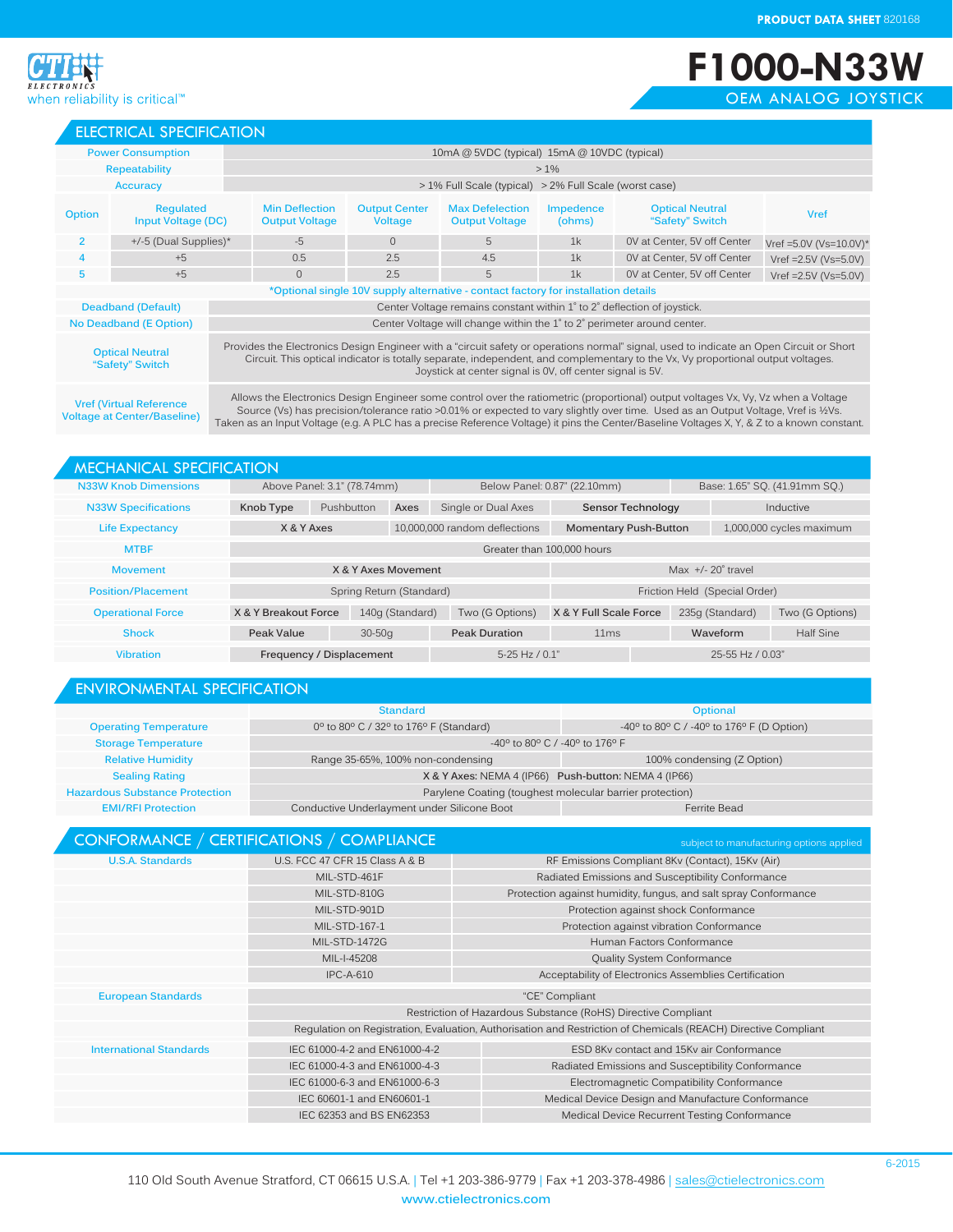PRODUCT DATA SHEET 820168

CTI ELECTRONICS
when reliability is critical™

# F1000-N33W

OEM ANALOG JOYSTICK

## ELECTRICAL SPECIFICATION

| | |
|---|---|
| Power Consumption | 10mA @ 5VDC (typical) 15mA @ 10VDC (typical) |
| Repeatability | > 1% |
| Accuracy | > 1% Full Scale (typical) > 2% Full Scale (worst case) |

| Option | Regulated Input Voltage (DC) | Min Deflection Output Voltage | Output Center Voltage | Max Defelection Output Voltage | Impedence (ohms) | Optical Neutral "Safety" Switch | Vref |
|---|---|---|---|---|---|---|---|
| 2 | +/-5 (Dual Supplies)* | -5 | 0 | 5 | 1k | 0V at Center, 5V off Center | Vref =5.0V (Vs=10.0V)* |
| 4 | +5 | 0.5 | 2.5 | 4.5 | 1k | 0V at Center, 5V off Center | Vref =2.5V (Vs=5.0V) |
| 5 | +5 | 0 | 2.5 | 5 | 1k | 0V at Center, 5V off Center | Vref =2.5V (Vs=5.0V) |

*Optional single 10V supply alternative - contact factory for installation details

| | |
|---|---|
| Deadband (Default) | Center Voltage remains constant within 1° to 2° deflection of joystick. |
| No Deadband (E Option) | Center Voltage will change within the 1° to 2° perimeter around center. |
| Optical Neutral "Safety" Switch | Provides the Electronics Design Engineer with a "circuit safety or operations normal" signal, used to indicate an Open Circuit or Short Circuit. This optical indicator is totally separate, independent, and complementary to the Vx, Vy proportional output voltages. Joystick at center signal is 0V, off center signal is 5V. |
| Vref (Virtual Reference Voltage at Center/Baseline) | Allows the Electronics Design Engineer some control over the ratiometric (proportional) output voltages Vx, Vy, Vz when a Voltage Source (Vs) has precision/tolerance ratio >0.01% or expected to vary slightly over time. Used as an Output Voltage, Vref is ½Vs. Taken as an Input Voltage (e.g. A PLC has a precise Reference Voltage) it pins the Center/Baseline Voltages X, Y, & Z to a known constant. |

## MECHANICAL SPECIFICATION

| | | | | | | |
|---|---|---|---|---|---|---|
| N33W Knob Dimensions | Above Panel: 3.1" (78.74mm) | | Below Panel: 0.87" (22.10mm) | | Base: 1.65" SQ. (41.91mm SQ.) | |
| N33W Specifications | Knob Type | Pushbutton | Axes | Single or Dual Axes | Sensor Technology | Inductive |
| Life Expectancy | X & Y Axes | | 10,000,000 random deflections | Momentary Push-Button | | 1,000,000 cycles maximum |
| MTBF | Greater than 100,000 hours | | | | | |
| Movement | X & Y Axes Movement | | | Max +/- 20° travel | | |
| Position/Placement | Spring Return (Standard) | | | Friction Held (Special Order) | | |
| Operational Force | X & Y Breakout Force | 140g (Standard) | Two (G Options) | X & Y Full Scale Force | 235g (Standard) | Two (G Options) |
| Shock | Peak Value | 30-50g | Peak Duration | 11ms | Waveform | Half Sine |
| Vibration | Frequency / Displacement | | 5-25 Hz / 0.1" | | 25-55 Hz / 0.03" | |

## ENVIRONMENTAL SPECIFICATION

| | Standard | Optional |
|---|---|---|
| Operating Temperature | 0º to 80º C / 32º to 176º F (Standard) | -40º to 80º C / -40º to 176º F (D Option) |
| Storage Temperature | -40º to 80º C / -40º to 176º F | |
| Relative Humidity | Range 35-65%, 100% non-condensing | 100% condensing (Z Option) |
| Sealing Rating | **X & Y Axes:** NEMA 4 (IP66) **Push-button:** NEMA 4 (IP66) | |
| Hazardous Substance Protection | Parylene Coating (toughest molecular barrier protection) | |
| EMI/RFI Protection | Conductive Underlayment under Silicone Boot | Ferrite Bead |

## CONFORMANCE / CERTIFICATIONS / COMPLIANCE

subject to manufacturing options applied

| | | |
|---|---|---|
| U.S.A. Standards | U.S. FCC 47 CFR 15 Class A & B | RF Emissions Compliant 8Kv (Contact), 15Kv (Air) |
| | MIL-STD-461F | Radiated Emissions and Susceptibility Conformance |
| | MIL-STD-810G | Protection against humidity, fungus, and salt spray Conformance |
| | MIL-STD-901D | Protection against shock Conformance |
| | MIL-STD-167-1 | Protection against vibration Conformance |
| | MIL-STD-1472G | Human Factors Conformance |
| | MIL-I-45208 | Quality System Conformance |
| | IPC-A-610 | Acceptability of Electronics Assemblies Certification |
| European Standards | "CE" Compliant | |
| | Restriction of Hazardous Substance (RoHS) Directive Compliant | |
| | Regulation on Registration, Evaluation, Authorisation and Restriction of Chemicals (REACH) Directive Compliant | |
| International Standards | IEC 61000-4-2 and EN61000-4-2 | ESD 8Kv contact and 15Kv air Conformance |
| | IEC 61000-4-3 and EN61000-4-3 | Radiated Emissions and Susceptibility Conformance |
| | IEC 61000-6-3 and EN61000-6-3 | Electromagnetic Compatibility Conformance |
| | IEC 60601-1 and EN60601-1 | Medical Device Design and Manufacture Conformance |
| | IEC 62353 and BS EN62353 | Medical Device Recurrent Testing Conformance |

6-2015

110 Old South Avenue Stratford, CT 06615 U.S.A. | Tel +1 203-386-9779 | Fax +1 203-378-4986 | sales@ctielectronics.com
www.ctielectronics.com